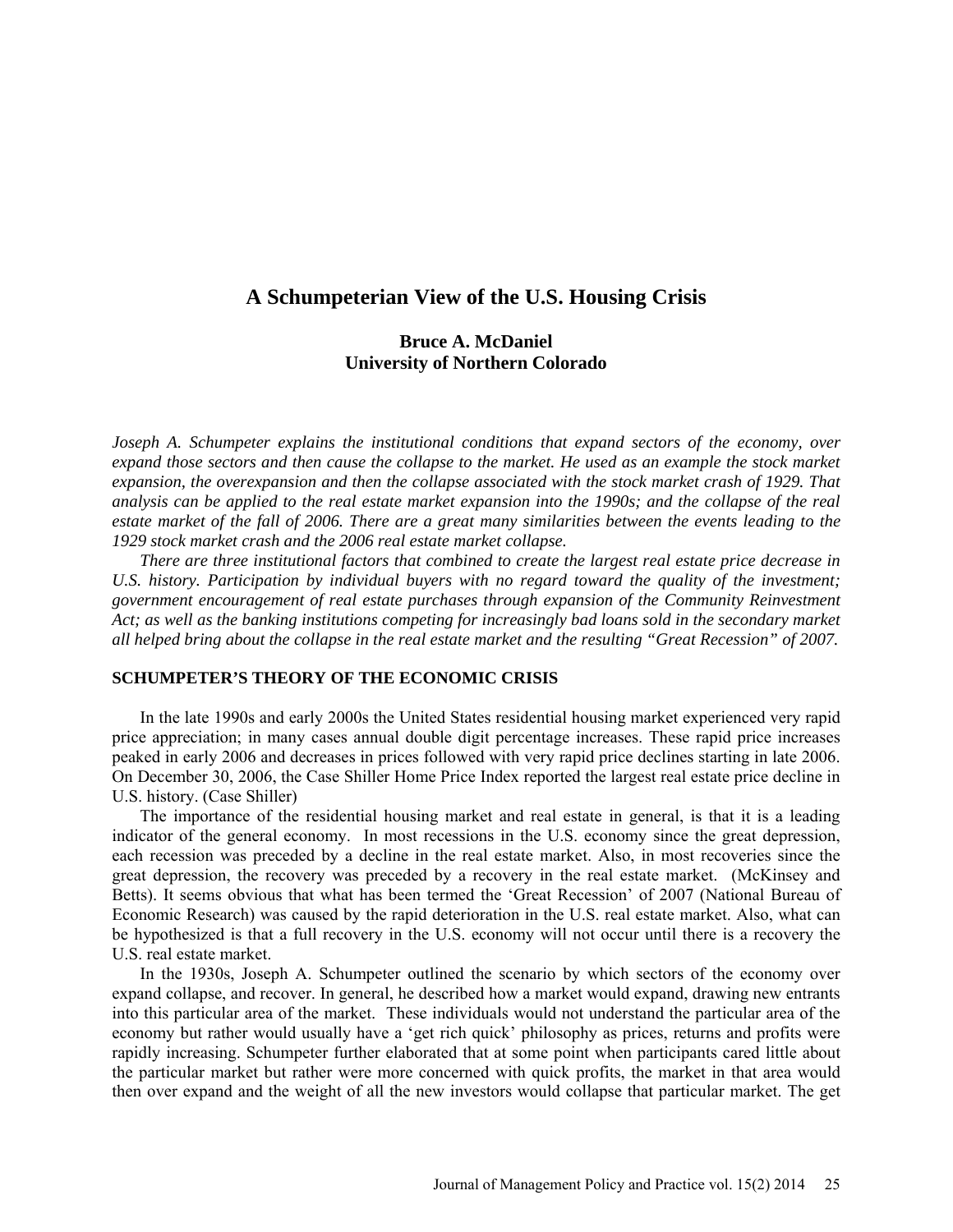# A Schumpeterian View of the U.S. Housing Crisis

**Bruce A. McDaniel**
**University of Northern Colorado**

*Joseph A. Schumpeter explains the institutional conditions that expand sectors of the economy, over expand those sectors and then cause the collapse to the market. He used as an example the stock market expansion, the overexpansion and then the collapse associated with the stock market crash of 1929. That analysis can be applied to the real estate market expansion into the 1990s; and the collapse of the real estate market of the fall of 2006. There are a great many similarities between the events leading to the 1929 stock market crash and the 2006 real estate market collapse.*

*There are three institutional factors that combined to create the largest real estate price decrease in U.S. history. Participation by individual buyers with no regard toward the quality of the investment; government encouragement of real estate purchases through expansion of the Community Reinvestment Act; as well as the banking institutions competing for increasingly bad loans sold in the secondary market all helped bring about the collapse in the real estate market and the resulting "Great Recession" of 2007.*

## SCHUMPETER'S THEORY OF THE ECONOMIC CRISIS

In the late 1990s and early 2000s the United States residential housing market experienced very rapid price appreciation; in many cases annual double digit percentage increases. These rapid price increases peaked in early 2006 and decreases in prices followed with very rapid price declines starting in late 2006. On December 30, 2006, the Case Shiller Home Price Index reported the largest real estate price decline in U.S. history. (Case Shiller)

The importance of the residential housing market and real estate in general, is that it is a leading indicator of the general economy. In most recessions in the U.S. economy since the great depression, each recession was preceded by a decline in the real estate market. Also, in most recoveries since the great depression, the recovery was preceded by a recovery in the real estate market. (McKinsey and Betts). It seems obvious that what has been termed the 'Great Recession' of 2007 (National Bureau of Economic Research) was caused by the rapid deterioration in the U.S. real estate market. Also, what can be hypothesized is that a full recovery in the U.S. economy will not occur until there is a recovery the U.S. real estate market.

In the 1930s, Joseph A. Schumpeter outlined the scenario by which sectors of the economy over expand collapse, and recover. In general, he described how a market would expand, drawing new entrants into this particular area of the market. These individuals would not understand the particular area of the economy but rather would usually have a 'get rich quick' philosophy as prices, returns and profits were rapidly increasing. Schumpeter further elaborated that at some point when participants cared little about the particular market but rather were more concerned with quick profits, the market in that area would then over expand and the weight of all the new investors would collapse that particular market. The get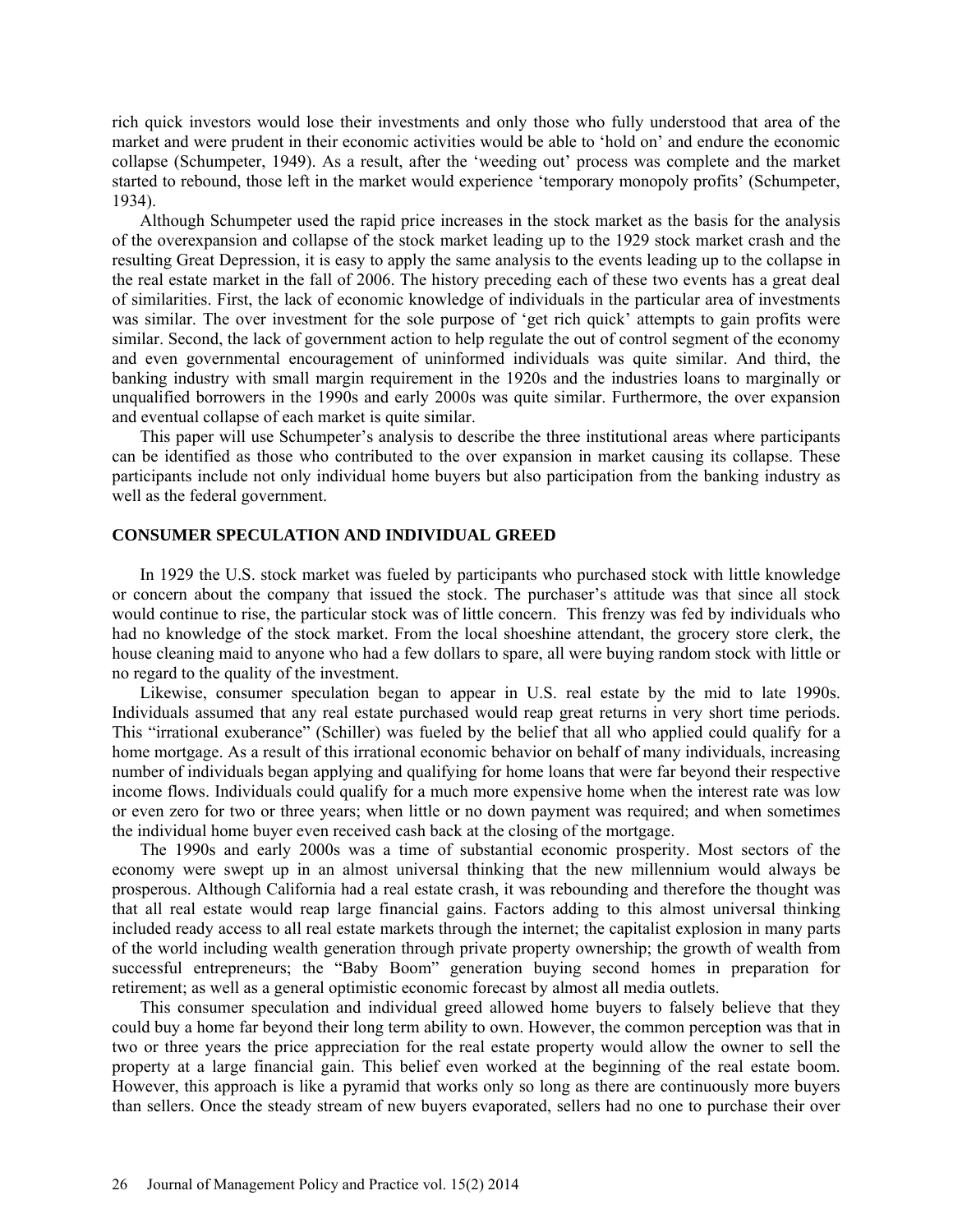rich quick investors would lose their investments and only those who fully understood that area of the market and were prudent in their economic activities would be able to 'hold on' and endure the economic collapse (Schumpeter, 1949). As a result, after the 'weeding out' process was complete and the market started to rebound, those left in the market would experience 'temporary monopoly profits' (Schumpeter, 1934).

Although Schumpeter used the rapid price increases in the stock market as the basis for the analysis of the overexpansion and collapse of the stock market leading up to the 1929 stock market crash and the resulting Great Depression, it is easy to apply the same analysis to the events leading up to the collapse in the real estate market in the fall of 2006. The history preceding each of these two events has a great deal of similarities. First, the lack of economic knowledge of individuals in the particular area of investments was similar. The over investment for the sole purpose of 'get rich quick' attempts to gain profits were similar. Second, the lack of government action to help regulate the out of control segment of the economy and even governmental encouragement of uninformed individuals was quite similar. And third, the banking industry with small margin requirement in the 1920s and the industries loans to marginally or unqualified borrowers in the 1990s and early 2000s was quite similar. Furthermore, the over expansion and eventual collapse of each market is quite similar.

This paper will use Schumpeter's analysis to describe the three institutional areas where participants can be identified as those who contributed to the over expansion in market causing its collapse. These participants include not only individual home buyers but also participation from the banking industry as well as the federal government.

## CONSUMER SPECULATION AND INDIVIDUAL GREED

In 1929 the U.S. stock market was fueled by participants who purchased stock with little knowledge or concern about the company that issued the stock. The purchaser's attitude was that since all stock would continue to rise, the particular stock was of little concern. This frenzy was fed by individuals who had no knowledge of the stock market. From the local shoeshine attendant, the grocery store clerk, the house cleaning maid to anyone who had a few dollars to spare, all were buying random stock with little or no regard to the quality of the investment.

Likewise, consumer speculation began to appear in U.S. real estate by the mid to late 1990s. Individuals assumed that any real estate purchased would reap great returns in very short time periods. This "irrational exuberance" (Schiller) was fueled by the belief that all who applied could qualify for a home mortgage. As a result of this irrational economic behavior on behalf of many individuals, increasing number of individuals began applying and qualifying for home loans that were far beyond their respective income flows. Individuals could qualify for a much more expensive home when the interest rate was low or even zero for two or three years; when little or no down payment was required; and when sometimes the individual home buyer even received cash back at the closing of the mortgage.

The 1990s and early 2000s was a time of substantial economic prosperity. Most sectors of the economy were swept up in an almost universal thinking that the new millennium would always be prosperous. Although California had a real estate crash, it was rebounding and therefore the thought was that all real estate would reap large financial gains. Factors adding to this almost universal thinking included ready access to all real estate markets through the internet; the capitalist explosion in many parts of the world including wealth generation through private property ownership; the growth of wealth from successful entrepreneurs; the "Baby Boom" generation buying second homes in preparation for retirement; as well as a general optimistic economic forecast by almost all media outlets.

This consumer speculation and individual greed allowed home buyers to falsely believe that they could buy a home far beyond their long term ability to own. However, the common perception was that in two or three years the price appreciation for the real estate property would allow the owner to sell the property at a large financial gain. This belief even worked at the beginning of the real estate boom. However, this approach is like a pyramid that works only so long as there are continuously more buyers than sellers. Once the steady stream of new buyers evaporated, sellers had no one to purchase their over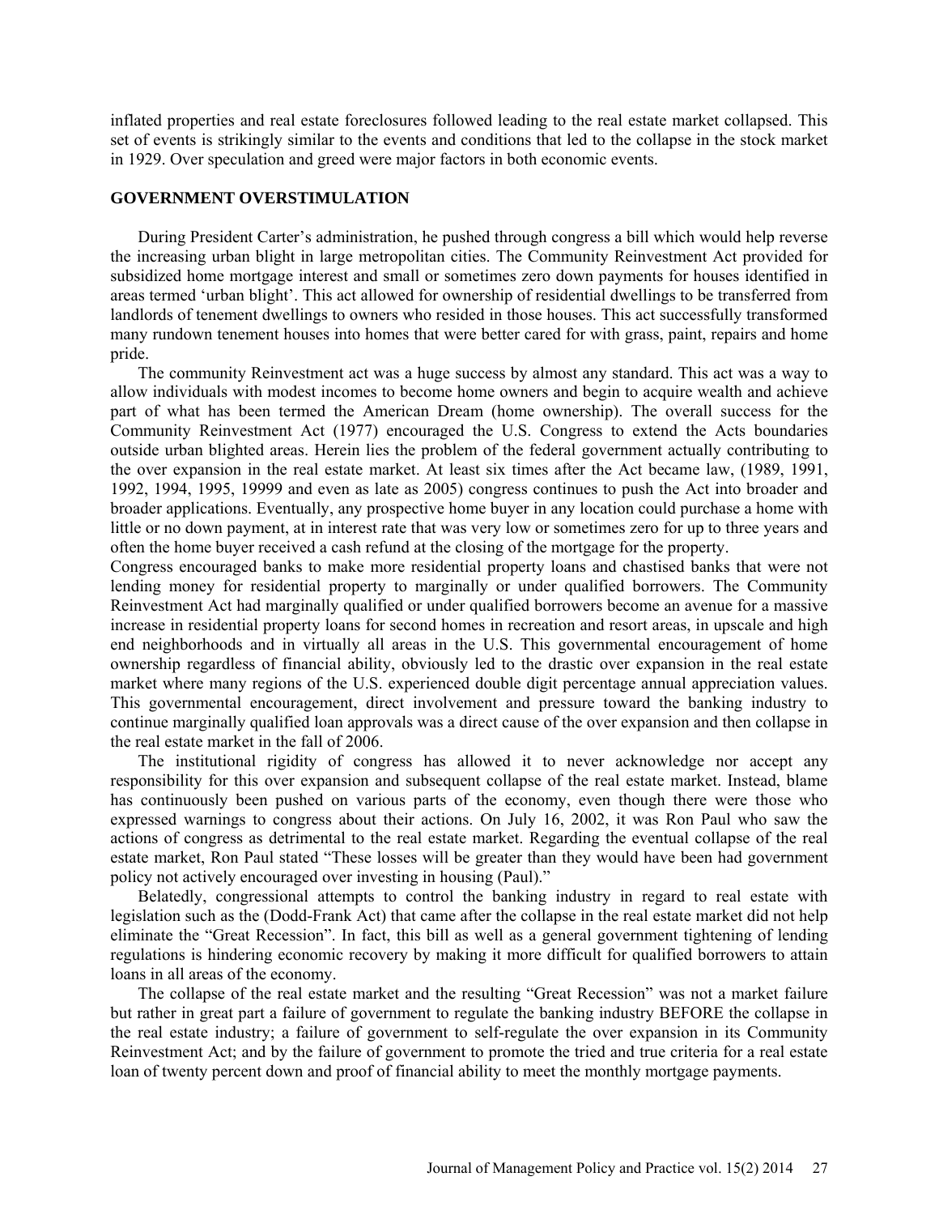inflated properties and real estate foreclosures followed leading to the real estate market collapsed. This set of events is strikingly similar to the events and conditions that led to the collapse in the stock market in 1929. Over speculation and greed were major factors in both economic events.

## GOVERNMENT OVERSTIMULATION

During President Carter's administration, he pushed through congress a bill which would help reverse the increasing urban blight in large metropolitan cities. The Community Reinvestment Act provided for subsidized home mortgage interest and small or sometimes zero down payments for houses identified in areas termed 'urban blight'. This act allowed for ownership of residential dwellings to be transferred from landlords of tenement dwellings to owners who resided in those houses. This act successfully transformed many rundown tenement houses into homes that were better cared for with grass, paint, repairs and home pride.

The community Reinvestment act was a huge success by almost any standard. This act was a way to allow individuals with modest incomes to become home owners and begin to acquire wealth and achieve part of what has been termed the American Dream (home ownership). The overall success for the Community Reinvestment Act (1977) encouraged the U.S. Congress to extend the Acts boundaries outside urban blighted areas. Herein lies the problem of the federal government actually contributing to the over expansion in the real estate market. At least six times after the Act became law, (1989, 1991, 1992, 1994, 1995, 19999 and even as late as 2005) congress continues to push the Act into broader and broader applications. Eventually, any prospective home buyer in any location could purchase a home with little or no down payment, at in interest rate that was very low or sometimes zero for up to three years and often the home buyer received a cash refund at the closing of the mortgage for the property.

Congress encouraged banks to make more residential property loans and chastised banks that were not lending money for residential property to marginally or under qualified borrowers. The Community Reinvestment Act had marginally qualified or under qualified borrowers become an avenue for a massive increase in residential property loans for second homes in recreation and resort areas, in upscale and high end neighborhoods and in virtually all areas in the U.S. This governmental encouragement of home ownership regardless of financial ability, obviously led to the drastic over expansion in the real estate market where many regions of the U.S. experienced double digit percentage annual appreciation values. This governmental encouragement, direct involvement and pressure toward the banking industry to continue marginally qualified loan approvals was a direct cause of the over expansion and then collapse in the real estate market in the fall of 2006.

The institutional rigidity of congress has allowed it to never acknowledge nor accept any responsibility for this over expansion and subsequent collapse of the real estate market. Instead, blame has continuously been pushed on various parts of the economy, even though there were those who expressed warnings to congress about their actions. On July 16, 2002, it was Ron Paul who saw the actions of congress as detrimental to the real estate market. Regarding the eventual collapse of the real estate market, Ron Paul stated "These losses will be greater than they would have been had government policy not actively encouraged over investing in housing (Paul)."

Belatedly, congressional attempts to control the banking industry in regard to real estate with legislation such as the (Dodd-Frank Act) that came after the collapse in the real estate market did not help eliminate the "Great Recession". In fact, this bill as well as a general government tightening of lending regulations is hindering economic recovery by making it more difficult for qualified borrowers to attain loans in all areas of the economy.

The collapse of the real estate market and the resulting "Great Recession" was not a market failure but rather in great part a failure of government to regulate the banking industry BEFORE the collapse in the real estate industry; a failure of government to self-regulate the over expansion in its Community Reinvestment Act; and by the failure of government to promote the tried and true criteria for a real estate loan of twenty percent down and proof of financial ability to meet the monthly mortgage payments.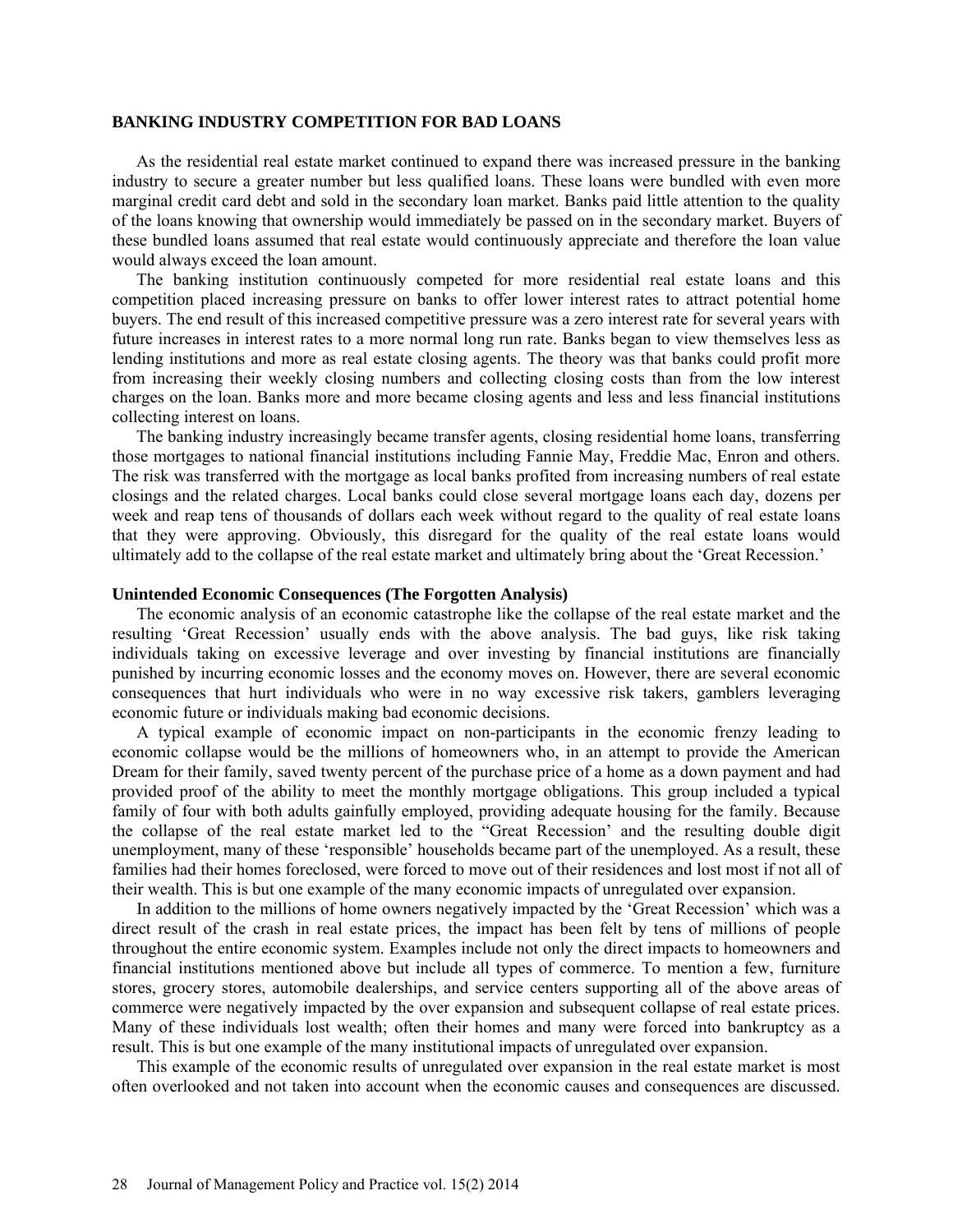**BANKING INDUSTRY COMPETITION FOR BAD LOANS**

As the residential real estate market continued to expand there was increased pressure in the banking industry to secure a greater number but less qualified loans. These loans were bundled with even more marginal credit card debt and sold in the secondary loan market. Banks paid little attention to the quality of the loans knowing that ownership would immediately be passed on in the secondary market. Buyers of these bundled loans assumed that real estate would continuously appreciate and therefore the loan value would always exceed the loan amount.

The banking institution continuously competed for more residential real estate loans and this competition placed increasing pressure on banks to offer lower interest rates to attract potential home buyers. The end result of this increased competitive pressure was a zero interest rate for several years with future increases in interest rates to a more normal long run rate. Banks began to view themselves less as lending institutions and more as real estate closing agents. The theory was that banks could profit more from increasing their weekly closing numbers and collecting closing costs than from the low interest charges on the loan. Banks more and more became closing agents and less and less financial institutions collecting interest on loans.

The banking industry increasingly became transfer agents, closing residential home loans, transferring those mortgages to national financial institutions including Fannie May, Freddie Mac, Enron and others. The risk was transferred with the mortgage as local banks profited from increasing numbers of real estate closings and the related charges. Local banks could close several mortgage loans each day, dozens per week and reap tens of thousands of dollars each week without regard to the quality of real estate loans that they were approving. Obviously, this disregard for the quality of the real estate loans would ultimately add to the collapse of the real estate market and ultimately bring about the 'Great Recession.'

**Unintended Economic Consequences (The Forgotten Analysis)**

The economic analysis of an economic catastrophe like the collapse of the real estate market and the resulting 'Great Recession' usually ends with the above analysis. The bad guys, like risk taking individuals taking on excessive leverage and over investing by financial institutions are financially punished by incurring economic losses and the economy moves on. However, there are several economic consequences that hurt individuals who were in no way excessive risk takers, gamblers leveraging economic future or individuals making bad economic decisions.

A typical example of economic impact on non-participants in the economic frenzy leading to economic collapse would be the millions of homeowners who, in an attempt to provide the American Dream for their family, saved twenty percent of the purchase price of a home as a down payment and had provided proof of the ability to meet the monthly mortgage obligations. This group included a typical family of four with both adults gainfully employed, providing adequate housing for the family. Because the collapse of the real estate market led to the "Great Recession' and the resulting double digit unemployment, many of these 'responsible' households became part of the unemployed. As a result, these families had their homes foreclosed, were forced to move out of their residences and lost most if not all of their wealth. This is but one example of the many economic impacts of unregulated over expansion.

In addition to the millions of home owners negatively impacted by the 'Great Recession' which was a direct result of the crash in real estate prices, the impact has been felt by tens of millions of people throughout the entire economic system. Examples include not only the direct impacts to homeowners and financial institutions mentioned above but include all types of commerce. To mention a few, furniture stores, grocery stores, automobile dealerships, and service centers supporting all of the above areas of commerce were negatively impacted by the over expansion and subsequent collapse of real estate prices. Many of these individuals lost wealth; often their homes and many were forced into bankruptcy as a result. This is but one example of the many institutional impacts of unregulated over expansion.

This example of the economic results of unregulated over expansion in the real estate market is most often overlooked and not taken into account when the economic causes and consequences are discussed.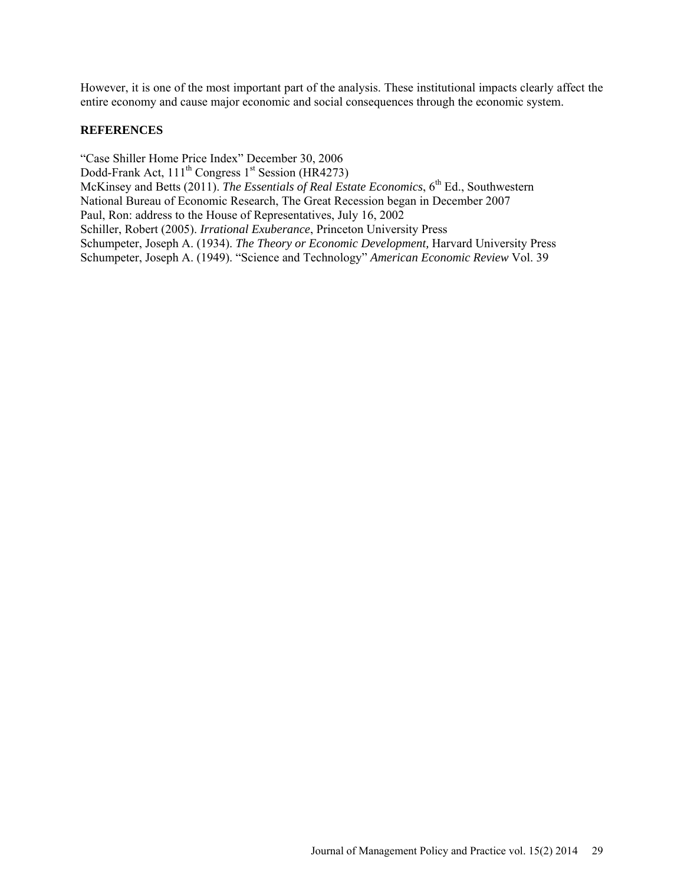However, it is one of the most important part of the analysis. These institutional impacts clearly affect the entire economy and cause major economic and social consequences through the economic system.

**REFERENCES**

"Case Shiller Home Price Index" December 30, 2006

Dodd-Frank Act, 111th Congress 1st Session (HR4273)

McKinsey and Betts (2011). *The Essentials of Real Estate Economics*, 6th Ed., Southwestern

National Bureau of Economic Research, The Great Recession began in December 2007

Paul, Ron: address to the House of Representatives, July 16, 2002

Schiller, Robert (2005). *Irrational Exuberance*, Princeton University Press

Schumpeter, Joseph A. (1934). *The Theory or Economic Development,* Harvard University Press

Schumpeter, Joseph A. (1949). "Science and Technology" *American Economic Review* Vol. 39